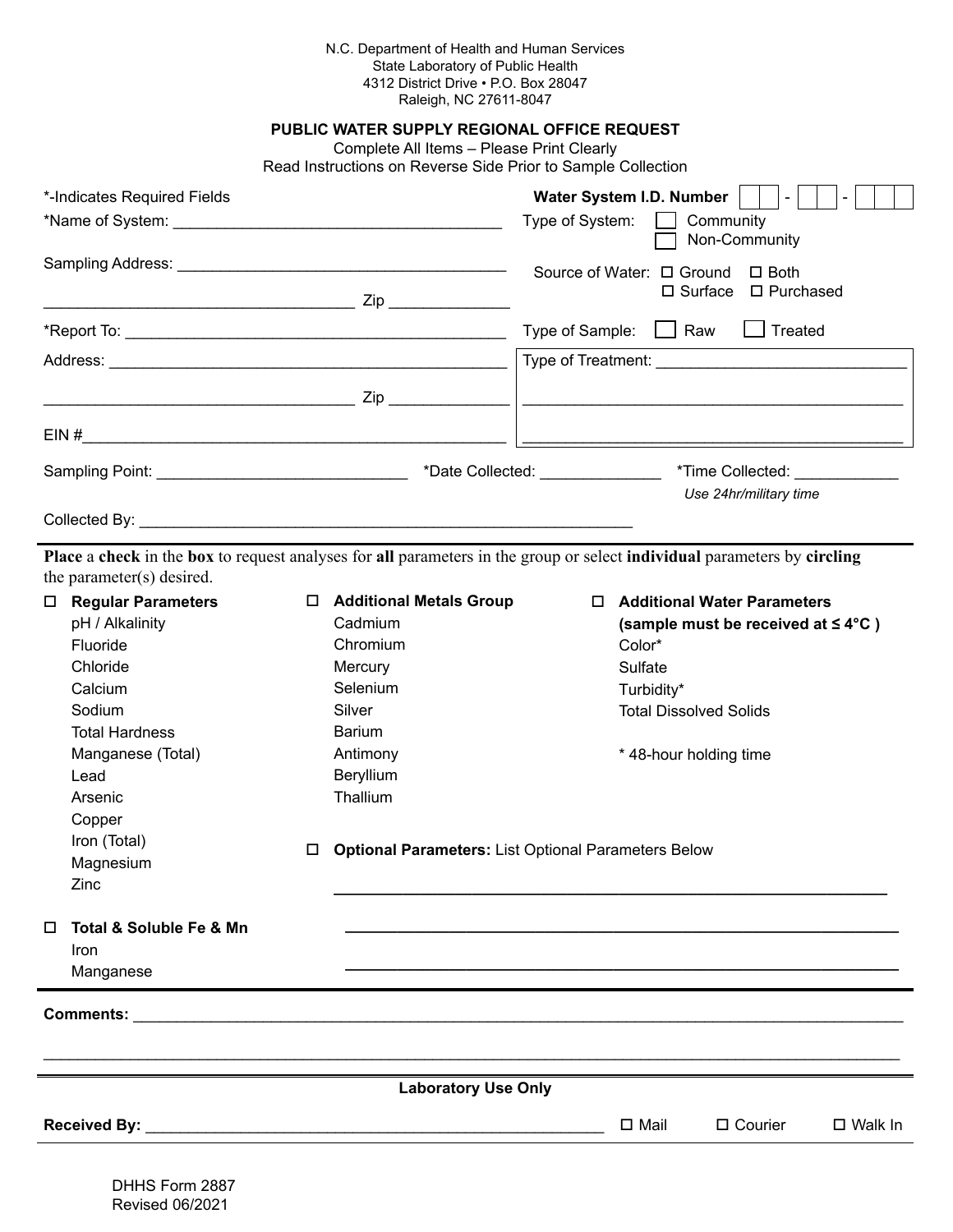N.C. Department of Health and Human Services
State Laboratory of Public Health
4312 District Drive • P.O. Box 28047
Raleigh, NC 27611-8047

## PUBLIC WATER SUPPLY REGIONAL OFFICE REQUEST

Complete All Items – Please Print Clearly
Read Instructions on Reverse Side Prior to Sample Collection

*-Indicates Required Fields

**Water System I.D. Number** ☐☐ - ☐☐☐ - ☐☐☐

*Name of System: ______________________________________

Type of System: ☐ Community ☐ Non-Community

Sampling Address: ______________________________________

______________________________________ Zip ______________

Source of Water: ☐ Ground ☐ Both ☐ Surface ☐ Purchased

*Report To: ______________________________________

Type of Sample: ☐ Raw ☐ Treated

Address: ______________________________________

______________________________________ Zip ______________

Type of Treatment: ______________________________________

EIN #______________________________________

Sampling Point: ____________________________ *Date Collected: ______________ *Time Collected: ____________
*Use 24hr/military time*

Collected By: ______________________________________

---

**Place** a **check** in the **box** to request analyses for **all** parameters in the group or select **individual** parameters by **circling** the parameter(s) desired.

☐ **Regular Parameters**
- pH / Alkalinity
- Fluoride
- Chloride
- Calcium
- Sodium
- Total Hardness
- Manganese (Total)
- Lead
- Arsenic
- Copper
- Iron (Total)
- Magnesium
- Zinc

☐ **Total & Soluble Fe & Mn**
- Iron
- Manganese

☐ **Additional Metals Group**
- Cadmium
- Chromium
- Mercury
- Selenium
- Silver
- Barium
- Antimony
- Beryllium
- Thallium

☐ **Optional Parameters:** List Optional Parameters Below

______________________________________

______________________________________

______________________________________

☐ **Additional Water Parameters (sample must be received at ≤ 4°C )**
- Color*
- Sulfate
- Turbidity*
- Total Dissolved Solids

\* 48-hour holding time

---

**Comments:** ______________________________________

______________________________________

---

**Laboratory Use Only**

**Received By:** ______________________________________ ☐ Mail ☐ Courier ☐ Walk In

DHHS Form 2887
Revised 06/2021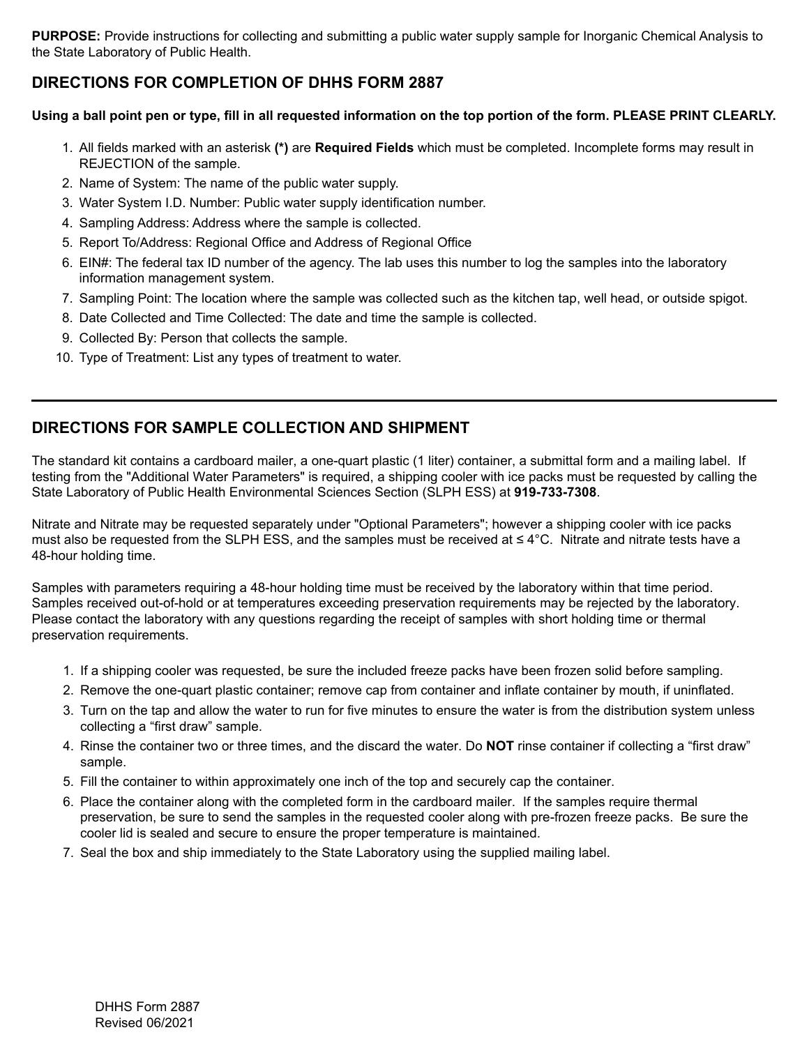**PURPOSE:** Provide instructions for collecting and submitting a public water supply sample for Inorganic Chemical Analysis to the State Laboratory of Public Health.

## DIRECTIONS FOR COMPLETION OF DHHS FORM 2887

**Using a ball point pen or type, fill in all requested information on the top portion of the form. PLEASE PRINT CLEARLY.**

1. All fields marked with an asterisk **(*)** are **Required Fields** which must be completed. Incomplete forms may result in REJECTION of the sample.
2. Name of System: The name of the public water supply.
3. Water System I.D. Number: Public water supply identification number.
4. Sampling Address: Address where the sample is collected.
5. Report To/Address: Regional Office and Address of Regional Office
6. EIN#: The federal tax ID number of the agency. The lab uses this number to log the samples into the laboratory information management system.
7. Sampling Point: The location where the sample was collected such as the kitchen tap, well head, or outside spigot.
8. Date Collected and Time Collected: The date and time the sample is collected.
9. Collected By: Person that collects the sample.
10. Type of Treatment: List any types of treatment to water.

---

## DIRECTIONS FOR SAMPLE COLLECTION AND SHIPMENT

The standard kit contains a cardboard mailer, a one-quart plastic (1 liter) container, a submittal form and a mailing label. If testing from the "Additional Water Parameters" is required, a shipping cooler with ice packs must be requested by calling the State Laboratory of Public Health Environmental Sciences Section (SLPH ESS) at **919-733-7308**.

Nitrate and Nitrate may be requested separately under "Optional Parameters"; however a shipping cooler with ice packs must also be requested from the SLPH ESS, and the samples must be received at ≤ 4°C. Nitrate and nitrate tests have a 48-hour holding time.

Samples with parameters requiring a 48-hour holding time must be received by the laboratory within that time period. Samples received out-of-hold or at temperatures exceeding preservation requirements may be rejected by the laboratory. Please contact the laboratory with any questions regarding the receipt of samples with short holding time or thermal preservation requirements.

1. If a shipping cooler was requested, be sure the included freeze packs have been frozen solid before sampling.
2. Remove the one-quart plastic container; remove cap from container and inflate container by mouth, if uninflated.
3. Turn on the tap and allow the water to run for five minutes to ensure the water is from the distribution system unless collecting a "first draw" sample.
4. Rinse the container two or three times, and the discard the water. Do **NOT** rinse container if collecting a "first draw" sample.
5. Fill the container to within approximately one inch of the top and securely cap the container.
6. Place the container along with the completed form in the cardboard mailer. If the samples require thermal preservation, be sure to send the samples in the requested cooler along with pre-frozen freeze packs. Be sure the cooler lid is sealed and secure to ensure the proper temperature is maintained.
7. Seal the box and ship immediately to the State Laboratory using the supplied mailing label.

DHHS Form 2887
Revised 06/2021